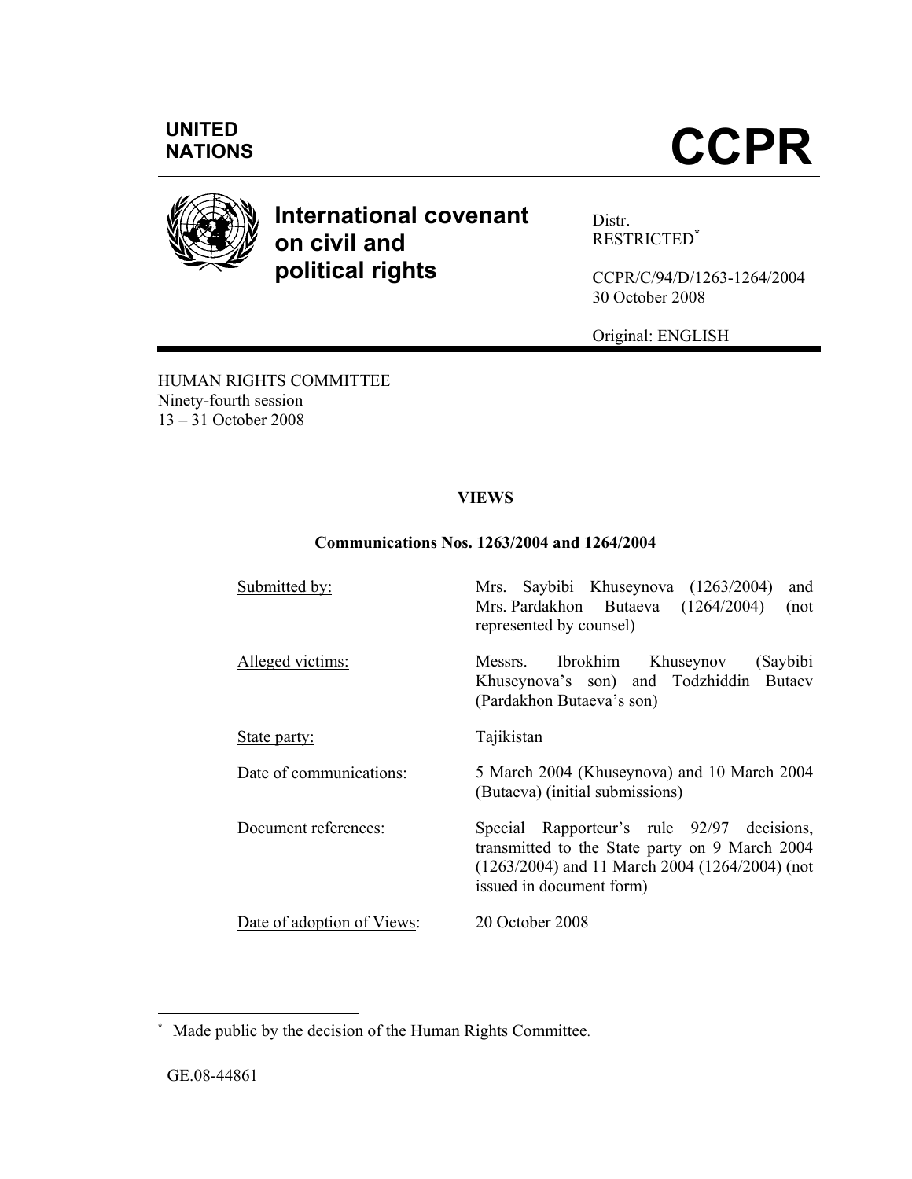UNITED NATIONS

# CCPR

## International covenant on civil and political rights

Distr.
RESTRICTED*

CCPR/C/94/D/1263-1264/2004
30 October 2008

Original: ENGLISH

HUMAN RIGHTS COMMITTEE
Ninety-fourth session
13 – 31 October 2008

**VIEWS**

**Communications Nos. 1263/2004 and 1264/2004**

| | |
|---|---|
| Submitted by: | Mrs. Saybibi Khuseynova (1263/2004) and Mrs. Pardakhon Butaeva (1264/2004) (not represented by counsel) |
| Alleged victims: | Messrs. Ibrokhim Khuseynov (Saybibi Khuseynova's son) and Todzhiddin Butaev (Pardakhon Butaeva's son) |
| State party: | Tajikistan |
| Date of communications: | 5 March 2004 (Khuseynova) and 10 March 2004 (Butaeva) (initial submissions) |
| Document references: | Special Rapporteur's rule 92/97 decisions, transmitted to the State party on 9 March 2004 (1263/2004) and 11 March 2004 (1264/2004) (not issued in document form) |
| Date of adoption of Views: | 20 October 2008 |

\* Made public by the decision of the Human Rights Committee.

GE.08-44861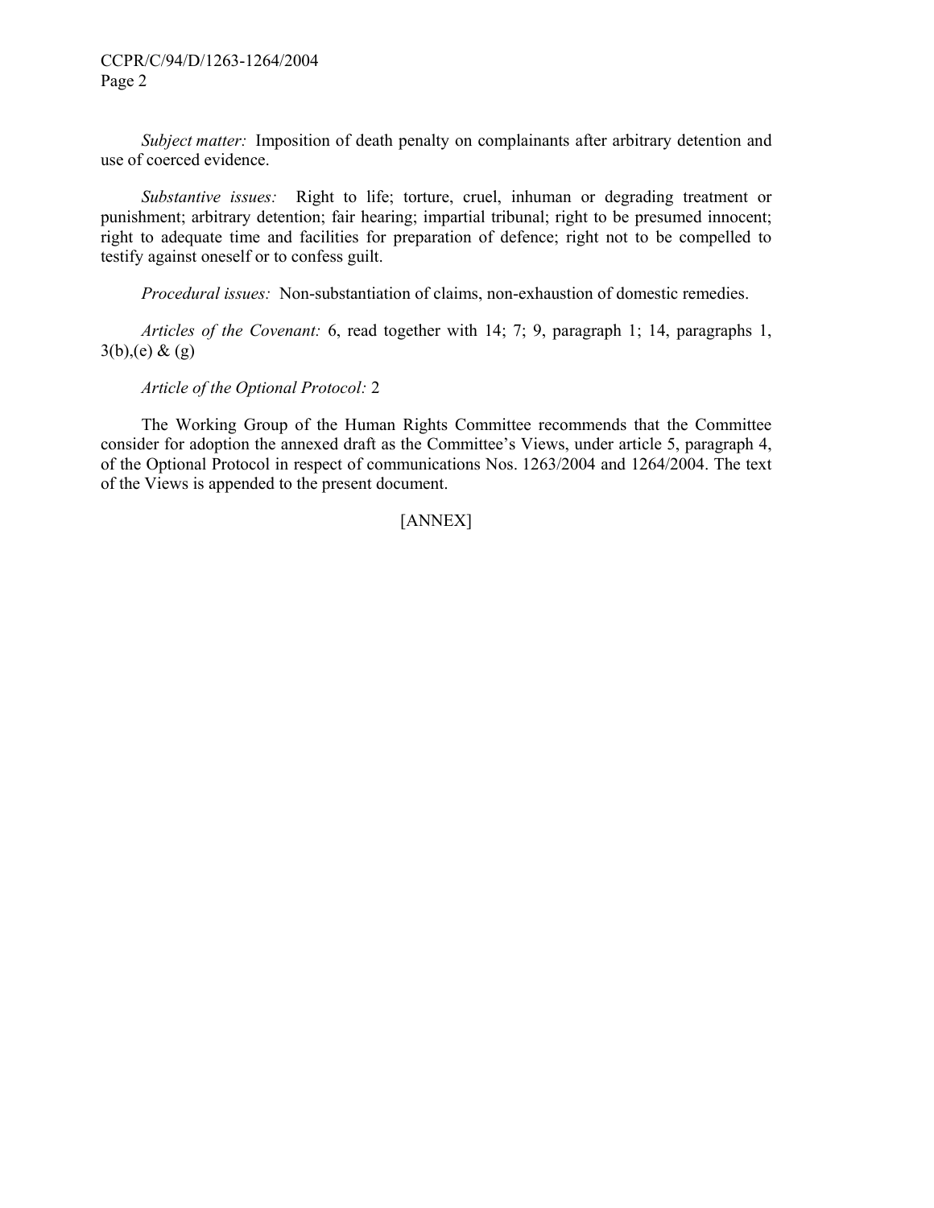*Subject matter:* Imposition of death penalty on complainants after arbitrary detention and use of coerced evidence.

*Substantive issues:* Right to life; torture, cruel, inhuman or degrading treatment or punishment; arbitrary detention; fair hearing; impartial tribunal; right to be presumed innocent; right to adequate time and facilities for preparation of defence; right not to be compelled to testify against oneself or to confess guilt.

*Procedural issues:* Non-substantiation of claims, non-exhaustion of domestic remedies.

*Articles of the Covenant:* 6, read together with 14; 7; 9, paragraph 1; 14, paragraphs 1, 3(b),(e) & (g)

*Article of the Optional Protocol:* 2

The Working Group of the Human Rights Committee recommends that the Committee consider for adoption the annexed draft as the Committee's Views, under article 5, paragraph 4, of the Optional Protocol in respect of communications Nos. 1263/2004 and 1264/2004. The text of the Views is appended to the present document.

[ANNEX]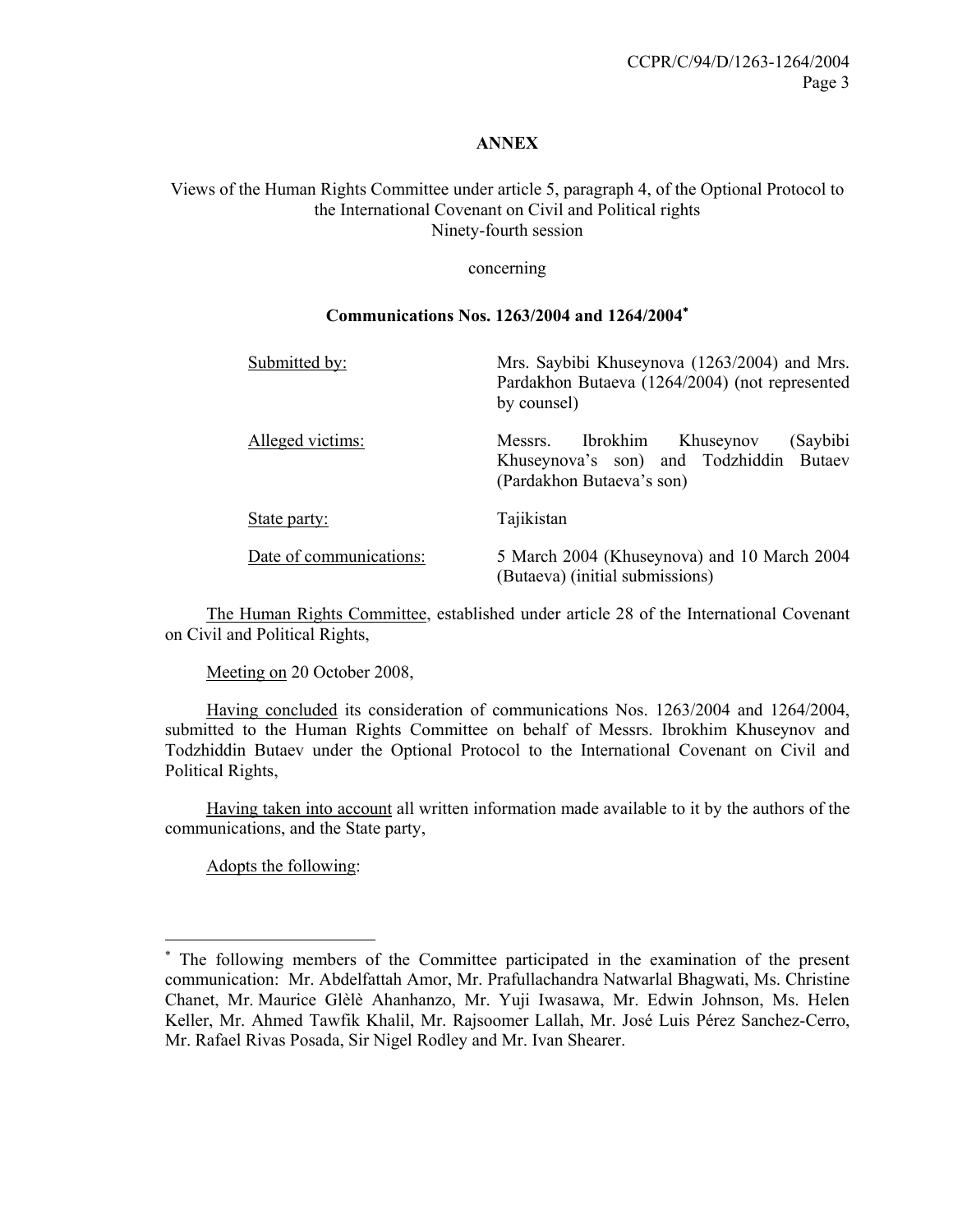**ANNEX**

Views of the Human Rights Committee under article 5, paragraph 4, of the Optional Protocol to the International Covenant on Civil and Political rights
Ninety-fourth session

concerning

**Communications Nos. 1263/2004 and 1264/2004***

| | |
|---|---|
| Submitted by: | Mrs. Saybibi Khuseynova (1263/2004) and Mrs. Pardakhon Butaeva (1264/2004) (not represented by counsel) |
| Alleged victims: | Messrs. Ibrokhim Khuseynov (Saybibi Khuseynova's son) and Todzhiddin Butaev (Pardakhon Butaeva's son) |
| State party: | Tajikistan |
| Date of communications: | 5 March 2004 (Khuseynova) and 10 March 2004 (Butaeva) (initial submissions) |

The Human Rights Committee, established under article 28 of the International Covenant on Civil and Political Rights,

Meeting on 20 October 2008,

Having concluded its consideration of communications Nos. 1263/2004 and 1264/2004, submitted to the Human Rights Committee on behalf of Messrs. Ibrokhim Khuseynov and Todzhiddin Butaev under the Optional Protocol to the International Covenant on Civil and Political Rights,

Having taken into account all written information made available to it by the authors of the communications, and the State party,

Adopts the following:

---

* The following members of the Committee participated in the examination of the present communication: Mr. Abdelfattah Amor, Mr. Prafullachandra Natwarlal Bhagwati, Ms. Christine Chanet, Mr. Maurice Glèlè Ahanhanzo, Mr. Yuji Iwasawa, Mr. Edwin Johnson, Ms. Helen Keller, Mr. Ahmed Tawfik Khalil, Mr. Rajsoomer Lallah, Mr. José Luis Pérez Sanchez-Cerro, Mr. Rafael Rivas Posada, Sir Nigel Rodley and Mr. Ivan Shearer.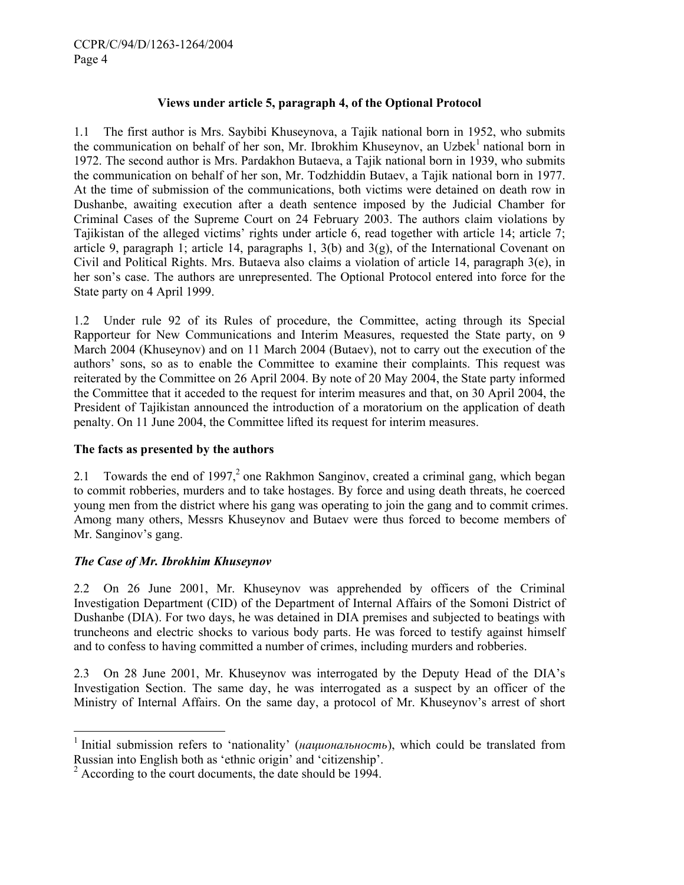### Views under article 5, paragraph 4, of the Optional Protocol

1.1 The first author is Mrs. Saybibi Khuseynova, a Tajik national born in 1952, who submits the communication on behalf of her son, Mr. Ibrokhim Khuseynov, an Uzbek[1] national born in 1972. The second author is Mrs. Pardakhon Butaeva, a Tajik national born in 1939, who submits the communication on behalf of her son, Mr. Todzhiddin Butaev, a Tajik national born in 1977. At the time of submission of the communications, both victims were detained on death row in Dushanbe, awaiting execution after a death sentence imposed by the Judicial Chamber for Criminal Cases of the Supreme Court on 24 February 2003. The authors claim violations by Tajikistan of the alleged victims' rights under article 6, read together with article 14; article 7; article 9, paragraph 1; article 14, paragraphs 1, 3(b) and 3(g), of the International Covenant on Civil and Political Rights. Mrs. Butaeva also claims a violation of article 14, paragraph 3(e), in her son's case. The authors are unrepresented. The Optional Protocol entered into force for the State party on 4 April 1999.

1.2 Under rule 92 of its Rules of procedure, the Committee, acting through its Special Rapporteur for New Communications and Interim Measures, requested the State party, on 9 March 2004 (Khuseynov) and on 11 March 2004 (Butaev), not to carry out the execution of the authors' sons, so as to enable the Committee to examine their complaints. This request was reiterated by the Committee on 26 April 2004. By note of 20 May 2004, the State party informed the Committee that it acceded to the request for interim measures and that, on 30 April 2004, the President of Tajikistan announced the introduction of a moratorium on the application of death penalty. On 11 June 2004, the Committee lifted its request for interim measures.

### The facts as presented by the authors

2.1 Towards the end of 1997,[2] one Rakhmon Sanginov, created a criminal gang, which began to commit robberies, murders and to take hostages. By force and using death threats, he coerced young men from the district where his gang was operating to join the gang and to commit crimes. Among many others, Messrs Khuseynov and Butaev were thus forced to become members of Mr. Sanginov's gang.

### *The Case of Mr. Ibrokhim Khuseynov*

2.2 On 26 June 2001, Mr. Khuseynov was apprehended by officers of the Criminal Investigation Department (CID) of the Department of Internal Affairs of the Somoni District of Dushanbe (DIA). For two days, he was detained in DIA premises and subjected to beatings with truncheons and electric shocks to various body parts. He was forced to testify against himself and to confess to having committed a number of crimes, including murders and robberies.

2.3 On 28 June 2001, Mr. Khuseynov was interrogated by the Deputy Head of the DIA's Investigation Section. The same day, he was interrogated as a suspect by an officer of the Ministry of Internal Affairs. On the same day, a protocol of Mr. Khuseynov's arrest of short

---

[1] Initial submission refers to 'nationality' (*национальность*), which could be translated from Russian into English both as 'ethnic origin' and 'citizenship'.

[2] According to the court documents, the date should be 1994.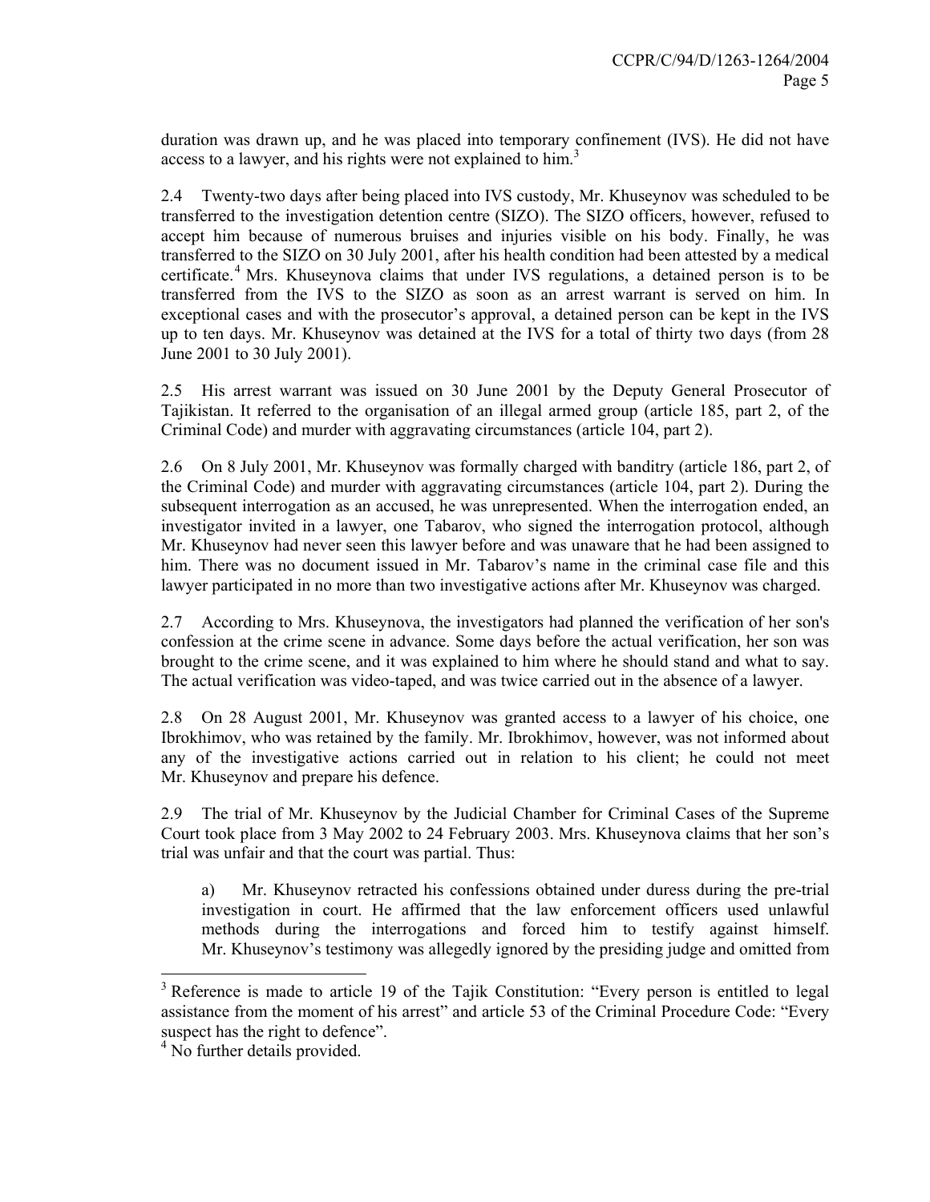duration was drawn up, and he was placed into temporary confinement (IVS). He did not have access to a lawyer, and his rights were not explained to him.[3]

2.4 Twenty-two days after being placed into IVS custody, Mr. Khuseynov was scheduled to be transferred to the investigation detention centre (SIZO). The SIZO officers, however, refused to accept him because of numerous bruises and injuries visible on his body. Finally, he was transferred to the SIZO on 30 July 2001, after his health condition had been attested by a medical certificate.[4] Mrs. Khuseynova claims that under IVS regulations, a detained person is to be transferred from the IVS to the SIZO as soon as an arrest warrant is served on him. In exceptional cases and with the prosecutor's approval, a detained person can be kept in the IVS up to ten days. Mr. Khuseynov was detained at the IVS for a total of thirty two days (from 28 June 2001 to 30 July 2001).

2.5 His arrest warrant was issued on 30 June 2001 by the Deputy General Prosecutor of Tajikistan. It referred to the organisation of an illegal armed group (article 185, part 2, of the Criminal Code) and murder with aggravating circumstances (article 104, part 2).

2.6 On 8 July 2001, Mr. Khuseynov was formally charged with banditry (article 186, part 2, of the Criminal Code) and murder with aggravating circumstances (article 104, part 2). During the subsequent interrogation as an accused, he was unrepresented. When the interrogation ended, an investigator invited in a lawyer, one Tabarov, who signed the interrogation protocol, although Mr. Khuseynov had never seen this lawyer before and was unaware that he had been assigned to him. There was no document issued in Mr. Tabarov's name in the criminal case file and this lawyer participated in no more than two investigative actions after Mr. Khuseynov was charged.

2.7 According to Mrs. Khuseynova, the investigators had planned the verification of her son's confession at the crime scene in advance. Some days before the actual verification, her son was brought to the crime scene, and it was explained to him where he should stand and what to say. The actual verification was video-taped, and was twice carried out in the absence of a lawyer.

2.8 On 28 August 2001, Mr. Khuseynov was granted access to a lawyer of his choice, one Ibrokhimov, who was retained by the family. Mr. Ibrokhimov, however, was not informed about any of the investigative actions carried out in relation to his client; he could not meet Mr. Khuseynov and prepare his defence.

2.9 The trial of Mr. Khuseynov by the Judicial Chamber for Criminal Cases of the Supreme Court took place from 3 May 2002 to 24 February 2003. Mrs. Khuseynova claims that her son's trial was unfair and that the court was partial. Thus:

a) Mr. Khuseynov retracted his confessions obtained under duress during the pre-trial investigation in court. He affirmed that the law enforcement officers used unlawful methods during the interrogations and forced him to testify against himself. Mr. Khuseynov's testimony was allegedly ignored by the presiding judge and omitted from

---

[3] Reference is made to article 19 of the Tajik Constitution: "Every person is entitled to legal assistance from the moment of his arrest" and article 53 of the Criminal Procedure Code: "Every suspect has the right to defence".

[4] No further details provided.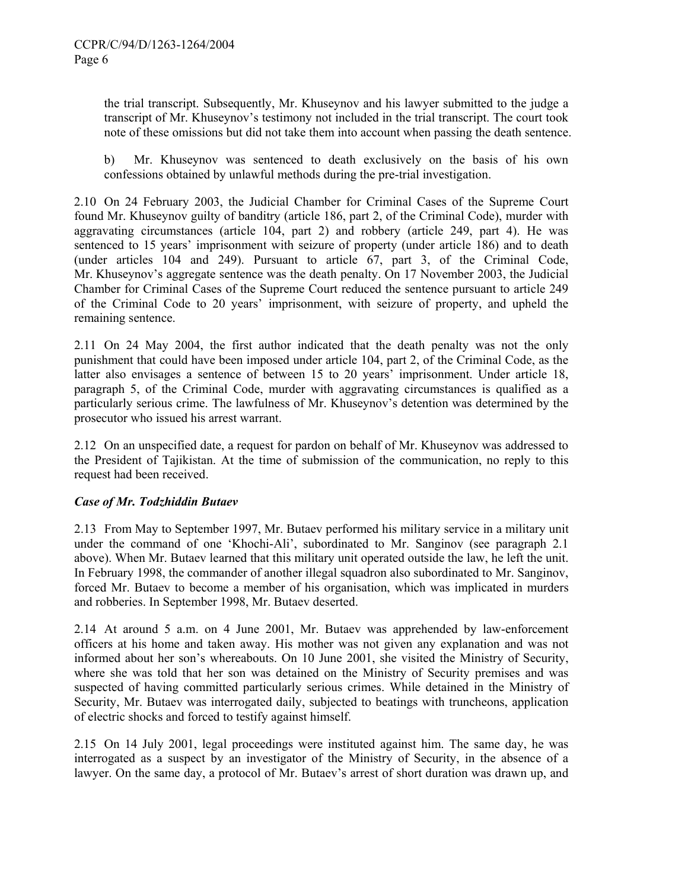the trial transcript. Subsequently, Mr. Khuseynov and his lawyer submitted to the judge a transcript of Mr. Khuseynov's testimony not included in the trial transcript. The court took note of these omissions but did not take them into account when passing the death sentence.

b) Mr. Khuseynov was sentenced to death exclusively on the basis of his own confessions obtained by unlawful methods during the pre-trial investigation.

2.10 On 24 February 2003, the Judicial Chamber for Criminal Cases of the Supreme Court found Mr. Khuseynov guilty of banditry (article 186, part 2, of the Criminal Code), murder with aggravating circumstances (article 104, part 2) and robbery (article 249, part 4). He was sentenced to 15 years' imprisonment with seizure of property (under article 186) and to death (under articles 104 and 249). Pursuant to article 67, part 3, of the Criminal Code, Mr. Khuseynov's aggregate sentence was the death penalty. On 17 November 2003, the Judicial Chamber for Criminal Cases of the Supreme Court reduced the sentence pursuant to article 249 of the Criminal Code to 20 years' imprisonment, with seizure of property, and upheld the remaining sentence.

2.11 On 24 May 2004, the first author indicated that the death penalty was not the only punishment that could have been imposed under article 104, part 2, of the Criminal Code, as the latter also envisages a sentence of between 15 to 20 years' imprisonment. Under article 18, paragraph 5, of the Criminal Code, murder with aggravating circumstances is qualified as a particularly serious crime. The lawfulness of Mr. Khuseynov's detention was determined by the prosecutor who issued his arrest warrant.

2.12 On an unspecified date, a request for pardon on behalf of Mr. Khuseynov was addressed to the President of Tajikistan. At the time of submission of the communication, no reply to this request had been received.

***Case of Mr. Todzhiddin Butaev***

2.13 From May to September 1997, Mr. Butaev performed his military service in a military unit under the command of one 'Khochi-Ali', subordinated to Mr. Sanginov (see paragraph 2.1 above). When Mr. Butaev learned that this military unit operated outside the law, he left the unit. In February 1998, the commander of another illegal squadron also subordinated to Mr. Sanginov, forced Mr. Butaev to become a member of his organisation, which was implicated in murders and robberies. In September 1998, Mr. Butaev deserted.

2.14 At around 5 a.m. on 4 June 2001, Mr. Butaev was apprehended by law-enforcement officers at his home and taken away. His mother was not given any explanation and was not informed about her son's whereabouts. On 10 June 2001, she visited the Ministry of Security, where she was told that her son was detained on the Ministry of Security premises and was suspected of having committed particularly serious crimes. While detained in the Ministry of Security, Mr. Butaev was interrogated daily, subjected to beatings with truncheons, application of electric shocks and forced to testify against himself.

2.15 On 14 July 2001, legal proceedings were instituted against him. The same day, he was interrogated as a suspect by an investigator of the Ministry of Security, in the absence of a lawyer. On the same day, a protocol of Mr. Butaev's arrest of short duration was drawn up, and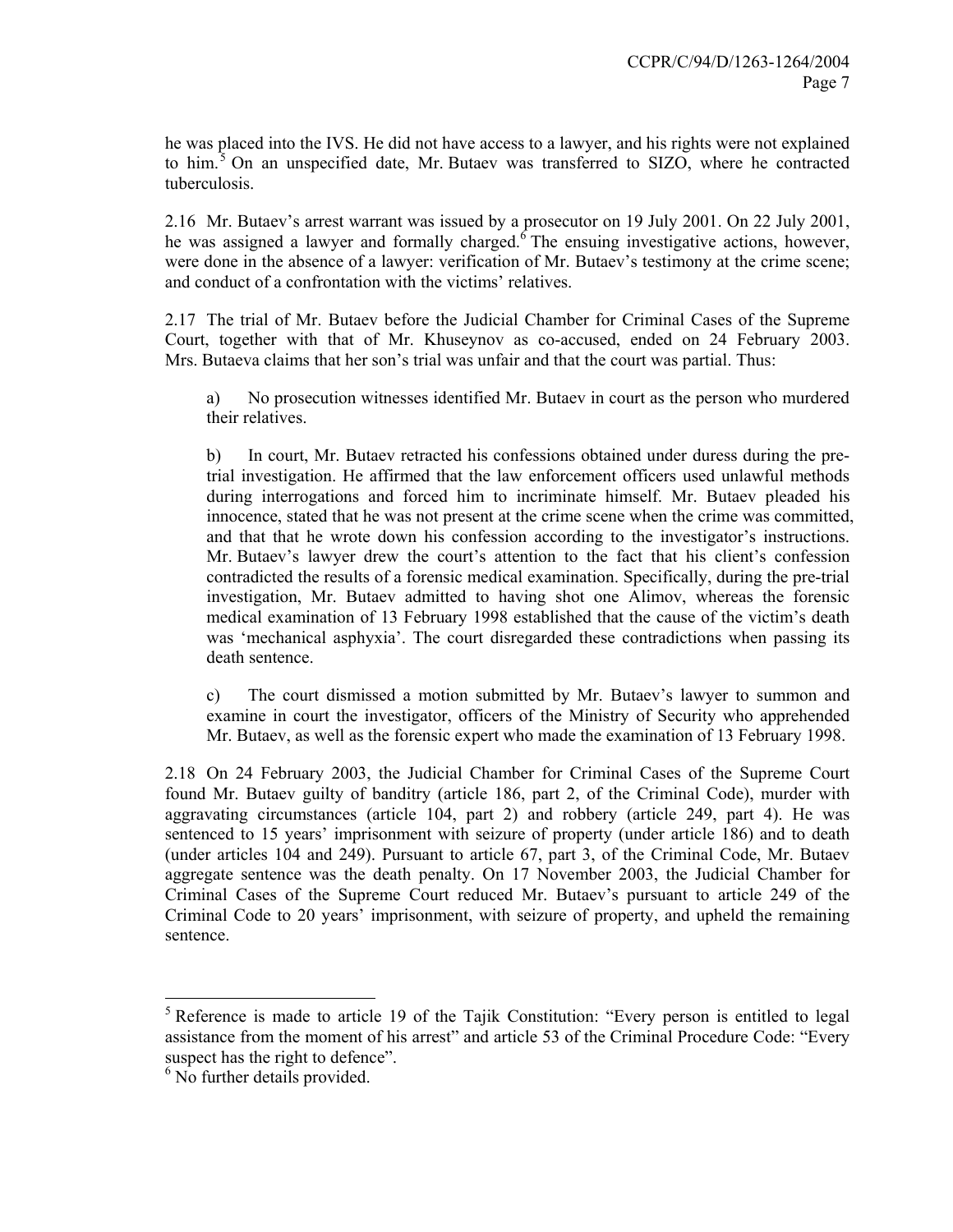he was placed into the IVS. He did not have access to a lawyer, and his rights were not explained to him.[5] On an unspecified date, Mr. Butaev was transferred to SIZO, where he contracted tuberculosis.

2.16 Mr. Butaev's arrest warrant was issued by a prosecutor on 19 July 2001. On 22 July 2001, he was assigned a lawyer and formally charged.[6] The ensuing investigative actions, however, were done in the absence of a lawyer: verification of Mr. Butaev's testimony at the crime scene; and conduct of a confrontation with the victims' relatives.

2.17 The trial of Mr. Butaev before the Judicial Chamber for Criminal Cases of the Supreme Court, together with that of Mr. Khuseynov as co-accused, ended on 24 February 2003. Mrs. Butaeva claims that her son's trial was unfair and that the court was partial. Thus:

a) No prosecution witnesses identified Mr. Butaev in court as the person who murdered their relatives.

b) In court, Mr. Butaev retracted his confessions obtained under duress during the pre-trial investigation. He affirmed that the law enforcement officers used unlawful methods during interrogations and forced him to incriminate himself. Mr. Butaev pleaded his innocence, stated that he was not present at the crime scene when the crime was committed, and that that he wrote down his confession according to the investigator's instructions. Mr. Butaev's lawyer drew the court's attention to the fact that his client's confession contradicted the results of a forensic medical examination. Specifically, during the pre-trial investigation, Mr. Butaev admitted to having shot one Alimov, whereas the forensic medical examination of 13 February 1998 established that the cause of the victim's death was 'mechanical asphyxia'. The court disregarded these contradictions when passing its death sentence.

c) The court dismissed a motion submitted by Mr. Butaev's lawyer to summon and examine in court the investigator, officers of the Ministry of Security who apprehended Mr. Butaev, as well as the forensic expert who made the examination of 13 February 1998.

2.18 On 24 February 2003, the Judicial Chamber for Criminal Cases of the Supreme Court found Mr. Butaev guilty of banditry (article 186, part 2, of the Criminal Code), murder with aggravating circumstances (article 104, part 2) and robbery (article 249, part 4). He was sentenced to 15 years' imprisonment with seizure of property (under article 186) and to death (under articles 104 and 249). Pursuant to article 67, part 3, of the Criminal Code, Mr. Butaev aggregate sentence was the death penalty. On 17 November 2003, the Judicial Chamber for Criminal Cases of the Supreme Court reduced Mr. Butaev's pursuant to article 249 of the Criminal Code to 20 years' imprisonment, with seizure of property, and upheld the remaining sentence.

---

[5] Reference is made to article 19 of the Tajik Constitution: "Every person is entitled to legal assistance from the moment of his arrest" and article 53 of the Criminal Procedure Code: "Every suspect has the right to defence".

[6] No further details provided.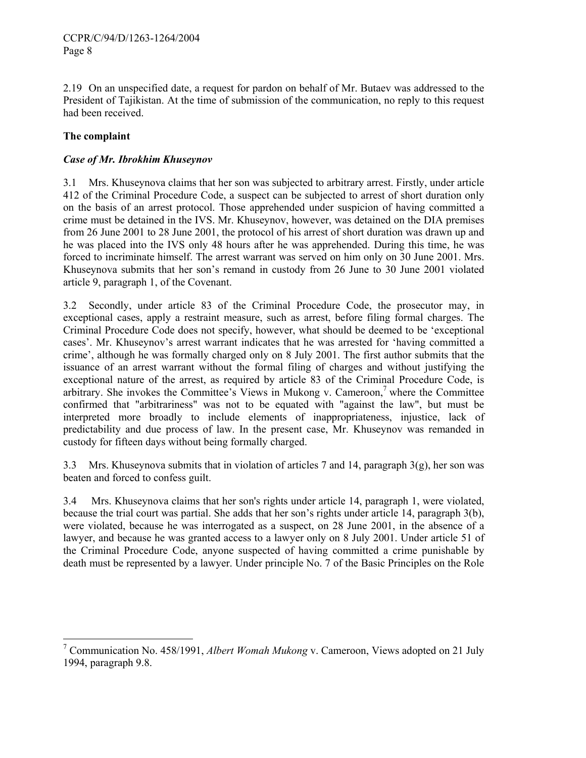2.19 On an unspecified date, a request for pardon on behalf of Mr. Butaev was addressed to the President of Tajikistan. At the time of submission of the communication, no reply to this request had been received.

## The complaint

### *Case of Mr. Ibrokhim Khuseynov*

3.1 Mrs. Khuseynova claims that her son was subjected to arbitrary arrest. Firstly, under article 412 of the Criminal Procedure Code, a suspect can be subjected to arrest of short duration only on the basis of an arrest protocol. Those apprehended under suspicion of having committed a crime must be detained in the IVS. Mr. Khuseynov, however, was detained on the DIA premises from 26 June 2001 to 28 June 2001, the protocol of his arrest of short duration was drawn up and he was placed into the IVS only 48 hours after he was apprehended. During this time, he was forced to incriminate himself. The arrest warrant was served on him only on 30 June 2001. Mrs. Khuseynova submits that her son's remand in custody from 26 June to 30 June 2001 violated article 9, paragraph 1, of the Covenant.

3.2 Secondly, under article 83 of the Criminal Procedure Code, the prosecutor may, in exceptional cases, apply a restraint measure, such as arrest, before filing formal charges. The Criminal Procedure Code does not specify, however, what should be deemed to be 'exceptional cases'. Mr. Khuseynov's arrest warrant indicates that he was arrested for 'having committed a crime', although he was formally charged only on 8 July 2001. The first author submits that the issuance of an arrest warrant without the formal filing of charges and without justifying the exceptional nature of the arrest, as required by article 83 of the Criminal Procedure Code, is arbitrary. She invokes the Committee's Views in Mukong v. Cameroon,[7] where the Committee confirmed that "arbitrariness" was not to be equated with "against the law", but must be interpreted more broadly to include elements of inappropriateness, injustice, lack of predictability and due process of law. In the present case, Mr. Khuseynov was remanded in custody for fifteen days without being formally charged.

3.3 Mrs. Khuseynova submits that in violation of articles 7 and 14, paragraph 3(g), her son was beaten and forced to confess guilt.

3.4 Mrs. Khuseynova claims that her son's rights under article 14, paragraph 1, were violated, because the trial court was partial. She adds that her son's rights under article 14, paragraph 3(b), were violated, because he was interrogated as a suspect, on 28 June 2001, in the absence of a lawyer, and because he was granted access to a lawyer only on 8 July 2001. Under article 51 of the Criminal Procedure Code, anyone suspected of having committed a crime punishable by death must be represented by a lawyer. Under principle No. 7 of the Basic Principles on the Role

---

[7] Communication No. 458/1991, *Albert Womah Mukong* v. Cameroon, Views adopted on 21 July 1994, paragraph 9.8.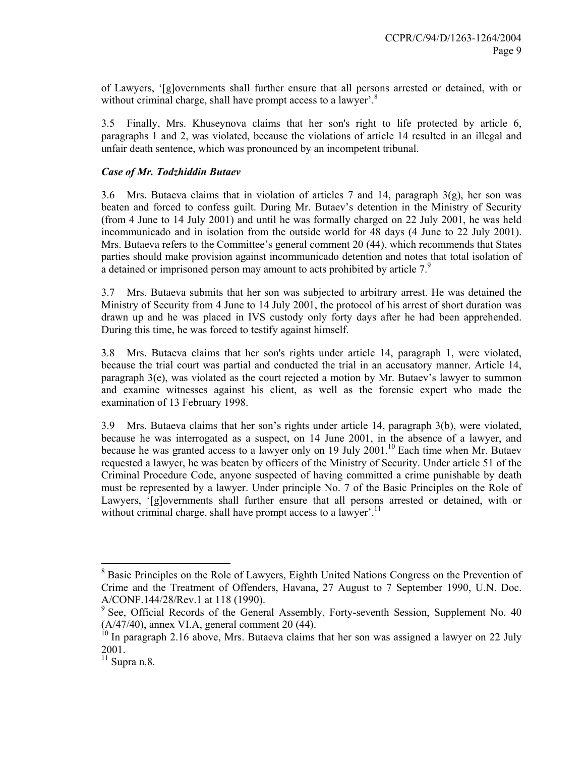of Lawyers, '[g]overnments shall further ensure that all persons arrested or detained, with or without criminal charge, shall have prompt access to a lawyer'.[8]

3.5 Finally, Mrs. Khuseynova claims that her son's right to life protected by article 6, paragraphs 1 and 2, was violated, because the violations of article 14 resulted in an illegal and unfair death sentence, which was pronounced by an incompetent tribunal.

***Case of Mr. Todzhiddin Butaev***

3.6 Mrs. Butaeva claims that in violation of articles 7 and 14, paragraph 3(g), her son was beaten and forced to confess guilt. During Mr. Butaev's detention in the Ministry of Security (from 4 June to 14 July 2001) and until he was formally charged on 22 July 2001, he was held incommunicado and in isolation from the outside world for 48 days (4 June to 22 July 2001). Mrs. Butaeva refers to the Committee's general comment 20 (44), which recommends that States parties should make provision against incommunicado detention and notes that total isolation of a detained or imprisoned person may amount to acts prohibited by article 7.[9]

3.7 Mrs. Butaeva submits that her son was subjected to arbitrary arrest. He was detained the Ministry of Security from 4 June to 14 July 2001, the protocol of his arrest of short duration was drawn up and he was placed in IVS custody only forty days after he had been apprehended. During this time, he was forced to testify against himself.

3.8 Mrs. Butaeva claims that her son's rights under article 14, paragraph 1, were violated, because the trial court was partial and conducted the trial in an accusatory manner. Article 14, paragraph 3(e), was violated as the court rejected a motion by Mr. Butaev's lawyer to summon and examine witnesses against his client, as well as the forensic expert who made the examination of 13 February 1998.

3.9 Mrs. Butaeva claims that her son's rights under article 14, paragraph 3(b), were violated, because he was interrogated as a suspect, on 14 June 2001, in the absence of a lawyer, and because he was granted access to a lawyer only on 19 July 2001.[10] Each time when Mr. Butaev requested a lawyer, he was beaten by officers of the Ministry of Security. Under article 51 of the Criminal Procedure Code, anyone suspected of having committed a crime punishable by death must be represented by a lawyer. Under principle No. 7 of the Basic Principles on the Role of Lawyers, '[g]overnments shall further ensure that all persons arrested or detained, with or without criminal charge, shall have prompt access to a lawyer'.[11]

---

[8] Basic Principles on the Role of Lawyers, Eighth United Nations Congress on the Prevention of Crime and the Treatment of Offenders, Havana, 27 August to 7 September 1990, U.N. Doc. A/CONF.144/28/Rev.1 at 118 (1990).

[9] See, Official Records of the General Assembly, Forty-seventh Session, Supplement No. 40 (A/47/40), annex VI.A, general comment 20 (44).

[10] In paragraph 2.16 above, Mrs. Butaeva claims that her son was assigned a lawyer on 22 July 2001.

[11] Supra n.8.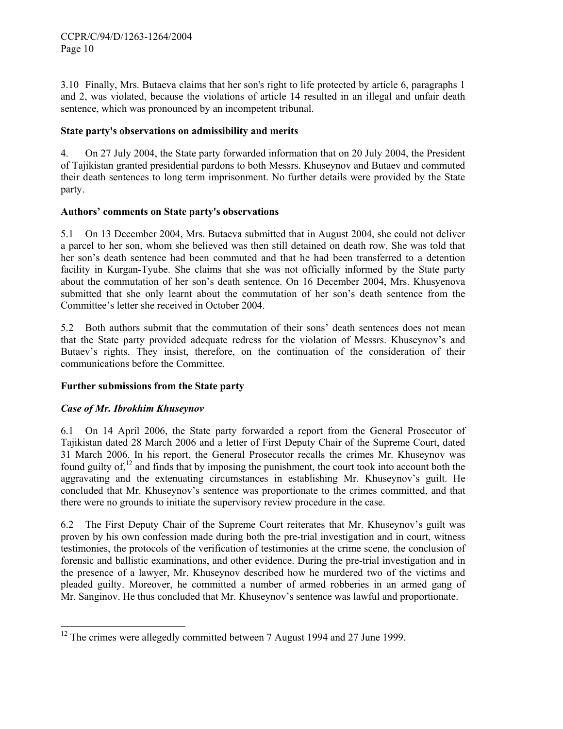3.10 Finally, Mrs. Butaeva claims that her son's right to life protected by article 6, paragraphs 1 and 2, was violated, because the violations of article 14 resulted in an illegal and unfair death sentence, which was pronounced by an incompetent tribunal.

### State party's observations on admissibility and merits

4. On 27 July 2004, the State party forwarded information that on 20 July 2004, the President of Tajikistan granted presidential pardons to both Messrs. Khuseynov and Butaev and commuted their death sentences to long term imprisonment. No further details were provided by the State party.

### Authors' comments on State party's observations

5.1 On 13 December 2004, Mrs. Butaeva submitted that in August 2004, she could not deliver a parcel to her son, whom she believed was then still detained on death row. She was told that her son's death sentence had been commuted and that he had been transferred to a detention facility in Kurgan-Tyube. She claims that she was not officially informed by the State party about the commutation of her son's death sentence. On 16 December 2004, Mrs. Khusyenova submitted that she only learnt about the commutation of her son's death sentence from the Committee's letter she received in October 2004.

5.2 Both authors submit that the commutation of their sons' death sentences does not mean that the State party provided adequate redress for the violation of Messrs. Khuseynov's and Butaev's rights. They insist, therefore, on the continuation of the consideration of their communications before the Committee.

### Further submissions from the State party

#### *Case of Mr. Ibrokhim Khuseynov*

6.1 On 14 April 2006, the State party forwarded a report from the General Prosecutor of Tajikistan dated 28 March 2006 and a letter of First Deputy Chair of the Supreme Court, dated 31 March 2006. In his report, the General Prosecutor recalls the crimes Mr. Khuseynov was found guilty of,[12] and finds that by imposing the punishment, the court took into account both the aggravating and the extenuating circumstances in establishing Mr. Khuseynov's guilt. He concluded that Mr. Khuseynov's sentence was proportionate to the crimes committed, and that there were no grounds to initiate the supervisory review procedure in the case.

6.2 The First Deputy Chair of the Supreme Court reiterates that Mr. Khuseynov's guilt was proven by his own confession made during both the pre-trial investigation and in court, witness testimonies, the protocols of the verification of testimonies at the crime scene, the conclusion of forensic and ballistic examinations, and other evidence. During the pre-trial investigation and in the presence of a lawyer, Mr. Khuseynov described how he murdered two of the victims and pleaded guilty. Moreover, he committed a number of armed robberies in an armed gang of Mr. Sanginov. He thus concluded that Mr. Khuseynov's sentence was lawful and proportionate.

---

[12] The crimes were allegedly committed between 7 August 1994 and 27 June 1999.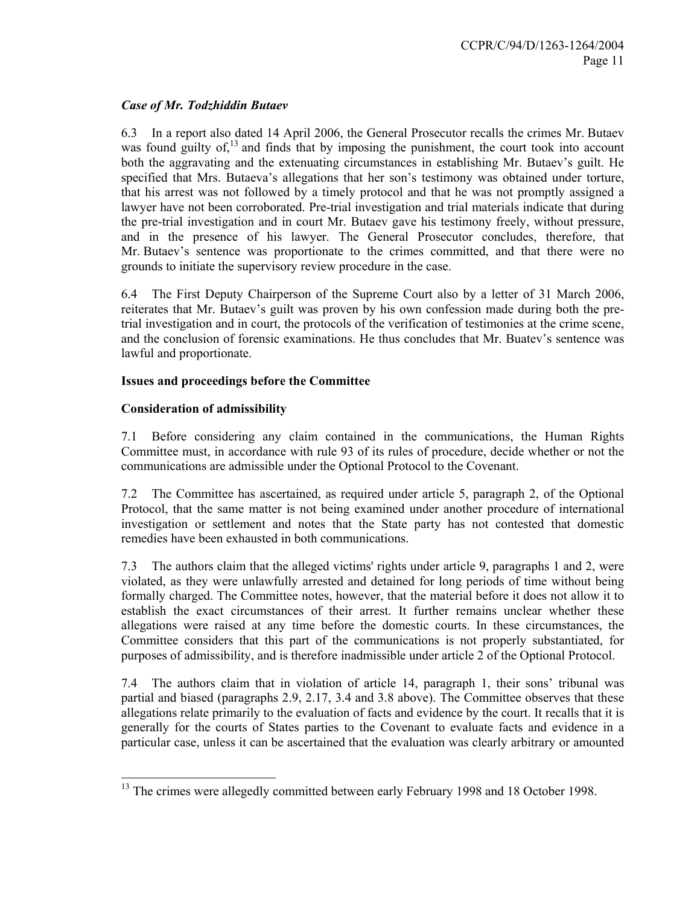### *Case of Mr. Todzhiddin Butaev*

6.3 In a report also dated 14 April 2006, the General Prosecutor recalls the crimes Mr. Butaev was found guilty of,[13] and finds that by imposing the punishment, the court took into account both the aggravating and the extenuating circumstances in establishing Mr. Butaev's guilt. He specified that Mrs. Butaeva's allegations that her son's testimony was obtained under torture, that his arrest was not followed by a timely protocol and that he was not promptly assigned a lawyer have not been corroborated. Pre-trial investigation and trial materials indicate that during the pre-trial investigation and in court Mr. Butaev gave his testimony freely, without pressure, and in the presence of his lawyer. The General Prosecutor concludes, therefore, that Mr. Butaev's sentence was proportionate to the crimes committed, and that there were no grounds to initiate the supervisory review procedure in the case.

6.4 The First Deputy Chairperson of the Supreme Court also by a letter of 31 March 2006, reiterates that Mr. Butaev's guilt was proven by his own confession made during both the pre-trial investigation and in court, the protocols of the verification of testimonies at the crime scene, and the conclusion of forensic examinations. He thus concludes that Mr. Buatev's sentence was lawful and proportionate.

## **Issues and proceedings before the Committee**

### **Consideration of admissibility**

7.1 Before considering any claim contained in the communications, the Human Rights Committee must, in accordance with rule 93 of its rules of procedure, decide whether or not the communications are admissible under the Optional Protocol to the Covenant.

7.2 The Committee has ascertained, as required under article 5, paragraph 2, of the Optional Protocol, that the same matter is not being examined under another procedure of international investigation or settlement and notes that the State party has not contested that domestic remedies have been exhausted in both communications.

7.3 The authors claim that the alleged victims' rights under article 9, paragraphs 1 and 2, were violated, as they were unlawfully arrested and detained for long periods of time without being formally charged. The Committee notes, however, that the material before it does not allow it to establish the exact circumstances of their arrest. It further remains unclear whether these allegations were raised at any time before the domestic courts. In these circumstances, the Committee considers that this part of the communications is not properly substantiated, for purposes of admissibility, and is therefore inadmissible under article 2 of the Optional Protocol.

7.4 The authors claim that in violation of article 14, paragraph 1, their sons' tribunal was partial and biased (paragraphs 2.9, 2.17, 3.4 and 3.8 above). The Committee observes that these allegations relate primarily to the evaluation of facts and evidence by the court. It recalls that it is generally for the courts of States parties to the Covenant to evaluate facts and evidence in a particular case, unless it can be ascertained that the evaluation was clearly arbitrary or amounted

---

[13] The crimes were allegedly committed between early February 1998 and 18 October 1998.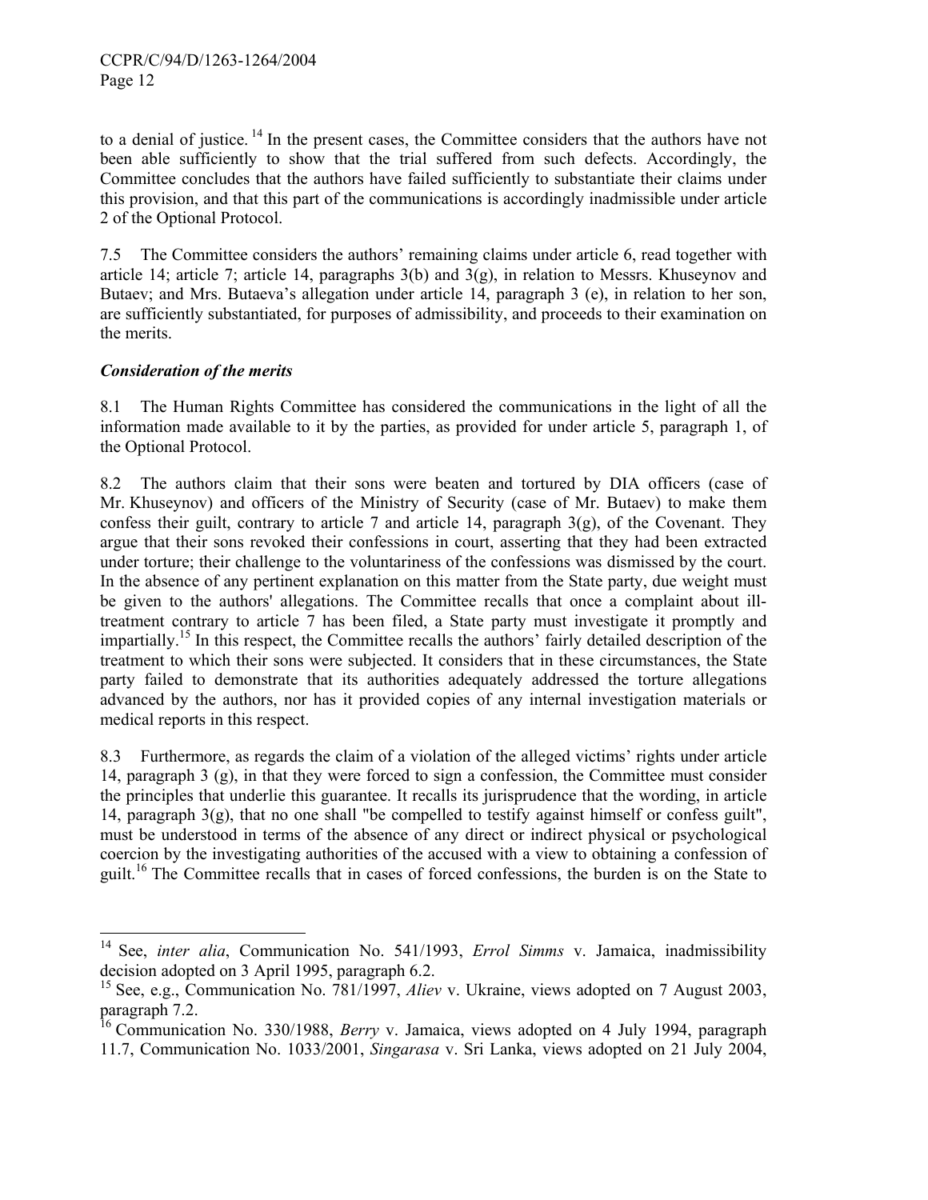to a denial of justice.[14] In the present cases, the Committee considers that the authors have not been able sufficiently to show that the trial suffered from such defects. Accordingly, the Committee concludes that the authors have failed sufficiently to substantiate their claims under this provision, and that this part of the communications is accordingly inadmissible under article 2 of the Optional Protocol.

7.5 The Committee considers the authors' remaining claims under article 6, read together with article 14; article 7; article 14, paragraphs 3(b) and 3(g), in relation to Messrs. Khuseynov and Butaev; and Mrs. Butaeva's allegation under article 14, paragraph 3 (e), in relation to her son, are sufficiently substantiated, for purposes of admissibility, and proceeds to their examination on the merits.

### *Consideration of the merits*

8.1 The Human Rights Committee has considered the communications in the light of all the information made available to it by the parties, as provided for under article 5, paragraph 1, of the Optional Protocol.

8.2 The authors claim that their sons were beaten and tortured by DIA officers (case of Mr. Khuseynov) and officers of the Ministry of Security (case of Mr. Butaev) to make them confess their guilt, contrary to article 7 and article 14, paragraph 3(g), of the Covenant. They argue that their sons revoked their confessions in court, asserting that they had been extracted under torture; their challenge to the voluntariness of the confessions was dismissed by the court. In the absence of any pertinent explanation on this matter from the State party, due weight must be given to the authors' allegations. The Committee recalls that once a complaint about ill-treatment contrary to article 7 has been filed, a State party must investigate it promptly and impartially.[15] In this respect, the Committee recalls the authors' fairly detailed description of the treatment to which their sons were subjected. It considers that in these circumstances, the State party failed to demonstrate that its authorities adequately addressed the torture allegations advanced by the authors, nor has it provided copies of any internal investigation materials or medical reports in this respect.

8.3 Furthermore, as regards the claim of a violation of the alleged victims' rights under article 14, paragraph 3 (g), in that they were forced to sign a confession, the Committee must consider the principles that underlie this guarantee. It recalls its jurisprudence that the wording, in article 14, paragraph 3(g), that no one shall "be compelled to testify against himself or confess guilt", must be understood in terms of the absence of any direct or indirect physical or psychological coercion by the investigating authorities of the accused with a view to obtaining a confession of guilt.[16] The Committee recalls that in cases of forced confessions, the burden is on the State to

---

[14] See, *inter alia*, Communication No. 541/1993, *Errol Simms* v. Jamaica, inadmissibility decision adopted on 3 April 1995, paragraph 6.2.

[15] See, e.g., Communication No. 781/1997, *Aliev* v. Ukraine, views adopted on 7 August 2003, paragraph 7.2.

[16] Communication No. 330/1988, *Berry* v. Jamaica, views adopted on 4 July 1994, paragraph 11.7, Communication No. 1033/2001, *Singarasa* v. Sri Lanka, views adopted on 21 July 2004,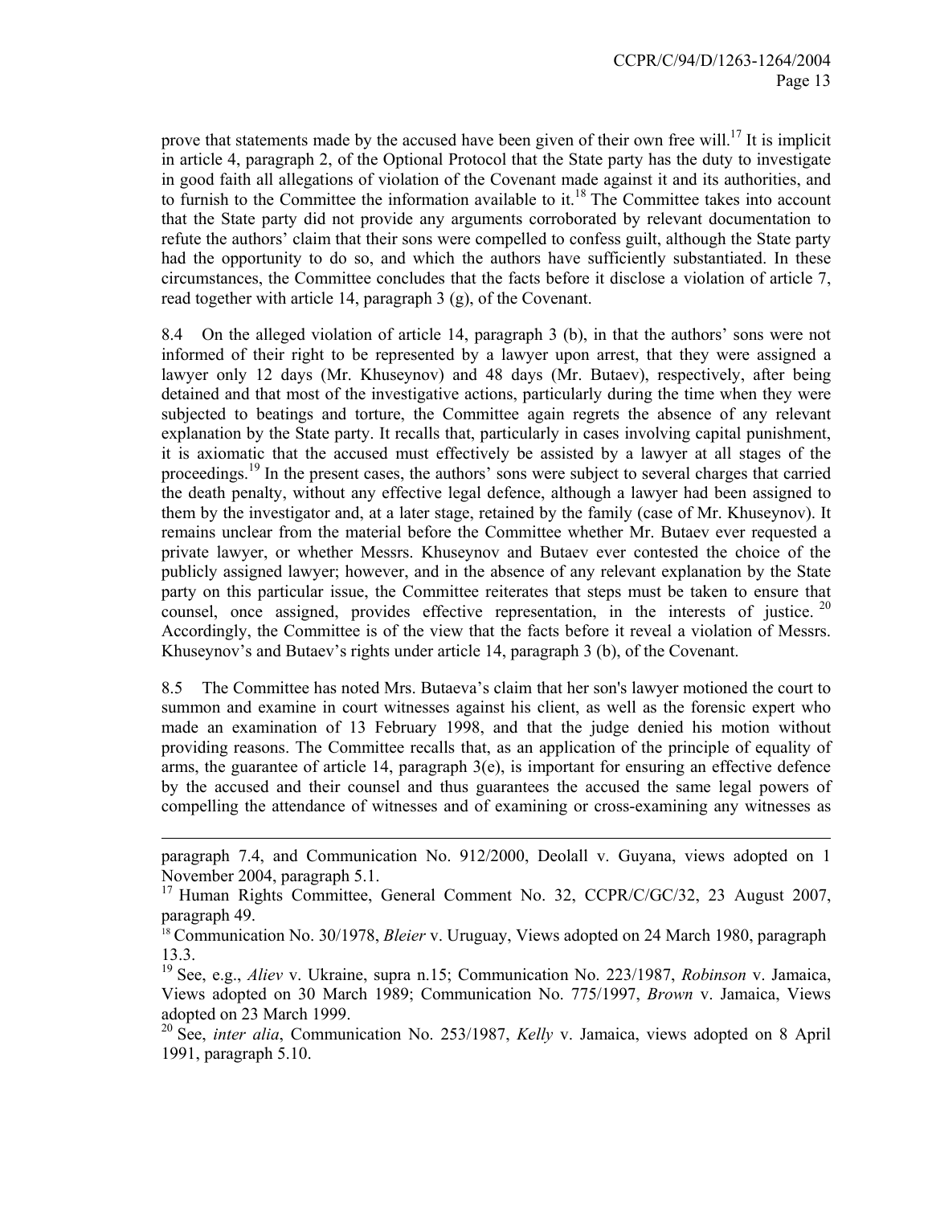prove that statements made by the accused have been given of their own free will.[17] It is implicit in article 4, paragraph 2, of the Optional Protocol that the State party has the duty to investigate in good faith all allegations of violation of the Covenant made against it and its authorities, and to furnish to the Committee the information available to it.[18] The Committee takes into account that the State party did not provide any arguments corroborated by relevant documentation to refute the authors' claim that their sons were compelled to confess guilt, although the State party had the opportunity to do so, and which the authors have sufficiently substantiated. In these circumstances, the Committee concludes that the facts before it disclose a violation of article 7, read together with article 14, paragraph 3 (g), of the Covenant.

8.4 On the alleged violation of article 14, paragraph 3 (b), in that the authors' sons were not informed of their right to be represented by a lawyer upon arrest, that they were assigned a lawyer only 12 days (Mr. Khuseynov) and 48 days (Mr. Butaev), respectively, after being detained and that most of the investigative actions, particularly during the time when they were subjected to beatings and torture, the Committee again regrets the absence of any relevant explanation by the State party. It recalls that, particularly in cases involving capital punishment, it is axiomatic that the accused must effectively be assisted by a lawyer at all stages of the proceedings.[19] In the present cases, the authors' sons were subject to several charges that carried the death penalty, without any effective legal defence, although a lawyer had been assigned to them by the investigator and, at a later stage, retained by the family (case of Mr. Khuseynov). It remains unclear from the material before the Committee whether Mr. Butaev ever requested a private lawyer, or whether Messrs. Khuseynov and Butaev ever contested the choice of the publicly assigned lawyer; however, and in the absence of any relevant explanation by the State party on this particular issue, the Committee reiterates that steps must be taken to ensure that counsel, once assigned, provides effective representation, in the interests of justice.[20] Accordingly, the Committee is of the view that the facts before it reveal a violation of Messrs. Khuseynov's and Butaev's rights under article 14, paragraph 3 (b), of the Covenant.

8.5 The Committee has noted Mrs. Butaeva's claim that her son's lawyer motioned the court to summon and examine in court witnesses against his client, as well as the forensic expert who made an examination of 13 February 1998, and that the judge denied his motion without providing reasons. The Committee recalls that, as an application of the principle of equality of arms, the guarantee of article 14, paragraph 3(e), is important for ensuring an effective defence by the accused and their counsel and thus guarantees the accused the same legal powers of compelling the attendance of witnesses and of examining or cross-examining any witnesses as

---

paragraph 7.4, and Communication No. 912/2000, Deolall v. Guyana, views adopted on 1 November 2004, paragraph 5.1.

[17] Human Rights Committee, General Comment No. 32, CCPR/C/GC/32, 23 August 2007, paragraph 49.

[18] Communication No. 30/1978, *Bleier* v. Uruguay, Views adopted on 24 March 1980, paragraph 13.3.

[19] See, e.g., *Aliev* v. Ukraine, supra n.15; Communication No. 223/1987, *Robinson* v. Jamaica, Views adopted on 30 March 1989; Communication No. 775/1997, *Brown* v. Jamaica, Views adopted on 23 March 1999.

[20] See, *inter alia*, Communication No. 253/1987, *Kelly* v. Jamaica, views adopted on 8 April 1991, paragraph 5.10.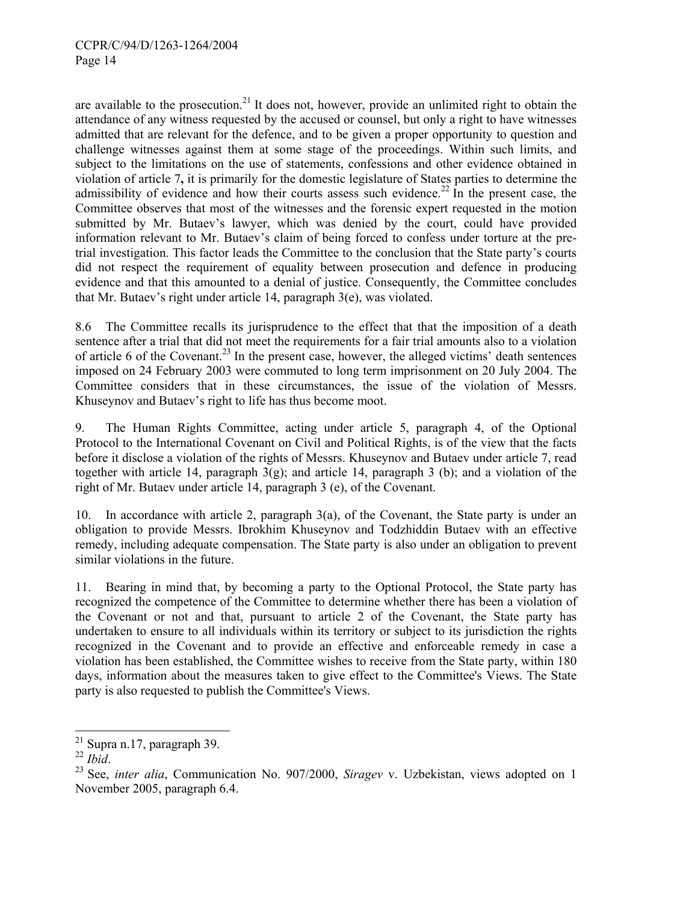are available to the prosecution.[21] It does not, however, provide an unlimited right to obtain the attendance of any witness requested by the accused or counsel, but only a right to have witnesses admitted that are relevant for the defence, and to be given a proper opportunity to question and challenge witnesses against them at some stage of the proceedings. Within such limits, and subject to the limitations on the use of statements, confessions and other evidence obtained in violation of article 7**,** it is primarily for the domestic legislature of States parties to determine the admissibility of evidence and how their courts assess such evidence.[22] In the present case, the Committee observes that most of the witnesses and the forensic expert requested in the motion submitted by Mr. Butaev's lawyer, which was denied by the court, could have provided information relevant to Mr. Butaev's claim of being forced to confess under torture at the pre-trial investigation. This factor leads the Committee to the conclusion that the State party's courts did not respect the requirement of equality between prosecution and defence in producing evidence and that this amounted to a denial of justice. Consequently, the Committee concludes that Mr. Butaev's right under article 14, paragraph 3(e), was violated.

8.6 The Committee recalls its jurisprudence to the effect that that the imposition of a death sentence after a trial that did not meet the requirements for a fair trial amounts also to a violation of article 6 of the Covenant.[23] In the present case, however, the alleged victims' death sentences imposed on 24 February 2003 were commuted to long term imprisonment on 20 July 2004. The Committee considers that in these circumstances, the issue of the violation of Messrs. Khuseynov and Butaev's right to life has thus become moot.

9. The Human Rights Committee, acting under article 5, paragraph 4, of the Optional Protocol to the International Covenant on Civil and Political Rights, is of the view that the facts before it disclose a violation of the rights of Messrs. Khuseynov and Butaev under article 7, read together with article 14, paragraph 3(g); and article 14, paragraph 3 (b); and a violation of the right of Mr. Butaev under article 14, paragraph 3 (e), of the Covenant.

10. In accordance with article 2, paragraph 3(a), of the Covenant, the State party is under an obligation to provide Messrs. Ibrokhim Khuseynov and Todzhiddin Butaev with an effective remedy, including adequate compensation. The State party is also under an obligation to prevent similar violations in the future.

11. Bearing in mind that, by becoming a party to the Optional Protocol, the State party has recognized the competence of the Committee to determine whether there has been a violation of the Covenant or not and that, pursuant to article 2 of the Covenant, the State party has undertaken to ensure to all individuals within its territory or subject to its jurisdiction the rights recognized in the Covenant and to provide an effective and enforceable remedy in case a violation has been established, the Committee wishes to receive from the State party, within 180 days, information about the measures taken to give effect to the Committee's Views. The State party is also requested to publish the Committee's Views.

---

[21] Supra n.17, paragraph 39.

[22] *Ibid*.

[23] See, *inter alia*, Communication No. 907/2000, *Siragev* v. Uzbekistan, views adopted on 1 November 2005, paragraph 6.4.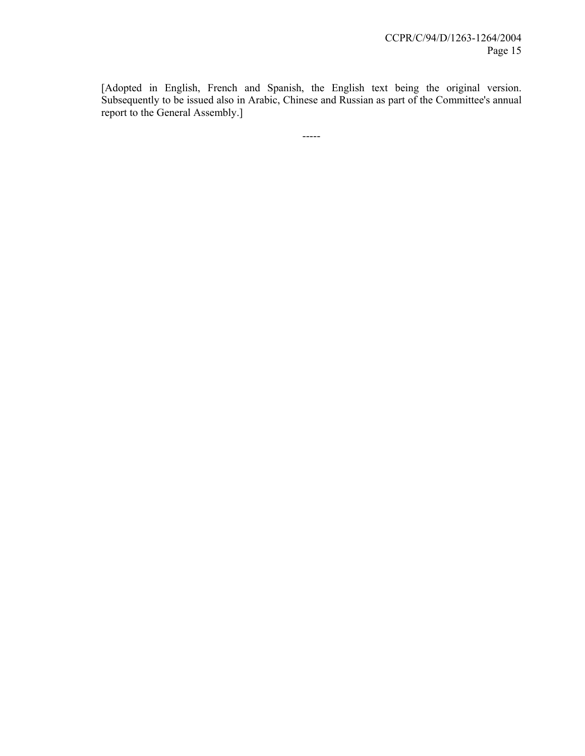[Adopted in English, French and Spanish, the English text being the original version. Subsequently to be issued also in Arabic, Chinese and Russian as part of the Committee's annual report to the General Assembly.]

-----